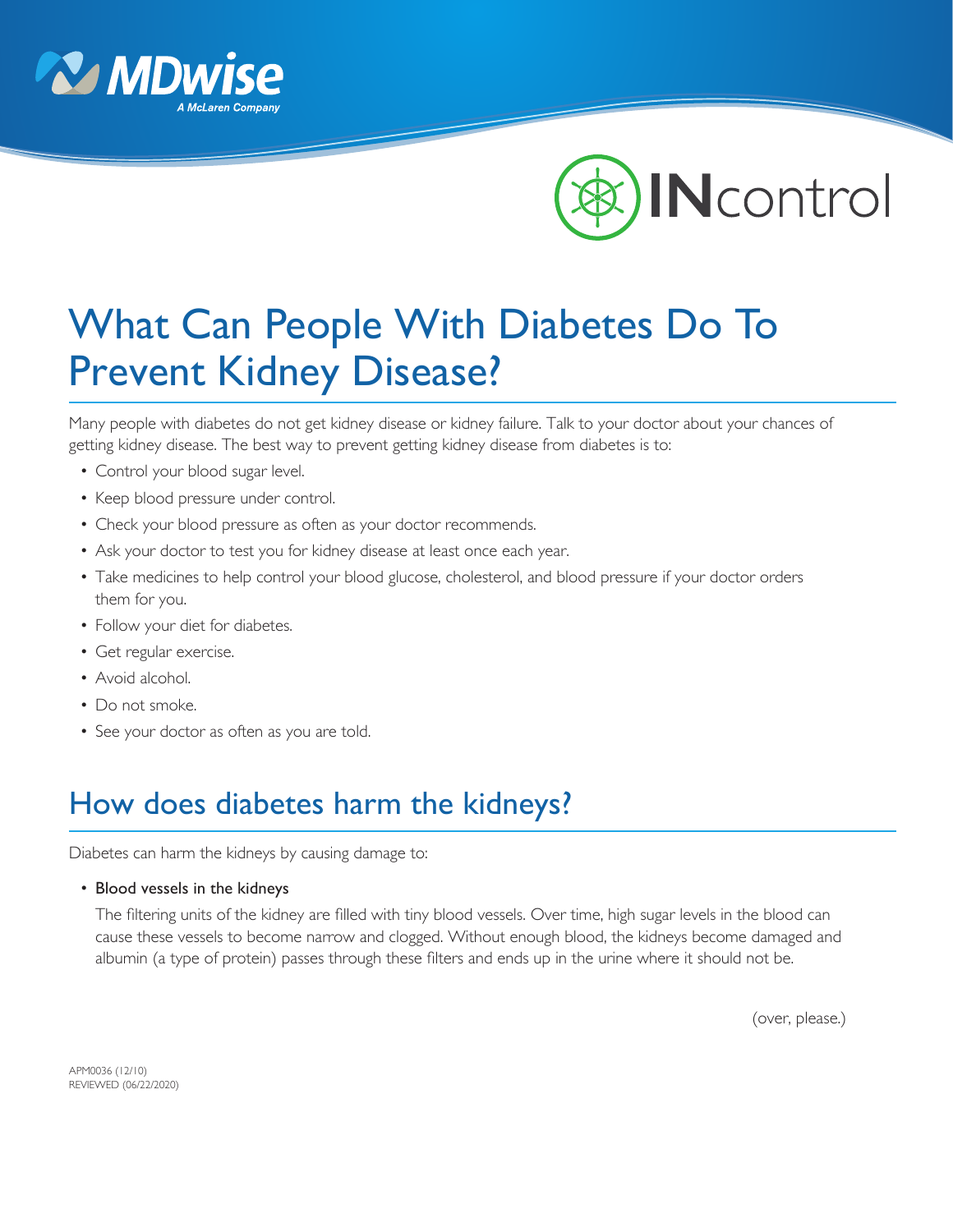MDwise
A McLaren Company

INcontrol

# What Can People With Diabetes Do To Prevent Kidney Disease?

Many people with diabetes do not get kidney disease or kidney failure. Talk to your doctor about your chances of getting kidney disease. The best way to prevent getting kidney disease from diabetes is to:

- Control your blood sugar level.
- Keep blood pressure under control.
- Check your blood pressure as often as your doctor recommends.
- Ask your doctor to test you for kidney disease at least once each year.
- Take medicines to help control your blood glucose, cholesterol, and blood pressure if your doctor orders them for you.
- Follow your diet for diabetes.
- Get regular exercise.
- Avoid alcohol.
- Do not smoke.
- See your doctor as often as you are told.

## How does diabetes harm the kidneys?

Diabetes can harm the kidneys by causing damage to:

- Blood vessels in the kidneys

  The filtering units of the kidney are filled with tiny blood vessels. Over time, high sugar levels in the blood can cause these vessels to become narrow and clogged. Without enough blood, the kidneys become damaged and albumin (a type of protein) passes through these filters and ends up in the urine where it should not be.

(over, please.)

APM0036 (12/10)
REVIEWED (06/22/2020)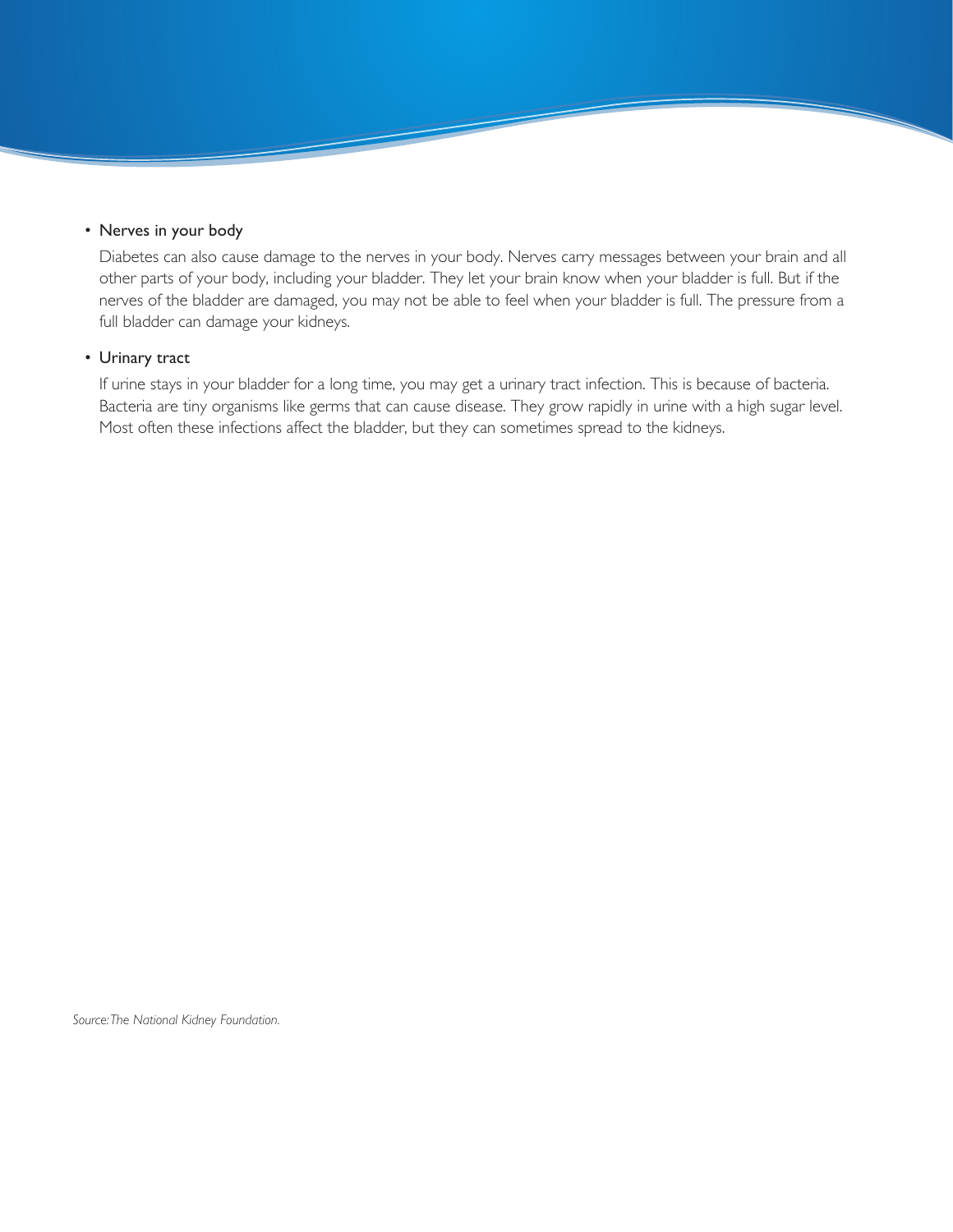- Nerves in your body

  Diabetes can also cause damage to the nerves in your body. Nerves carry messages between your brain and all other parts of your body, including your bladder. They let your brain know when your bladder is full. But if the nerves of the bladder are damaged, you may not be able to feel when your bladder is full. The pressure from a full bladder can damage your kidneys.

- Urinary tract

  If urine stays in your bladder for a long time, you may get a urinary tract infection. This is because of bacteria. Bacteria are tiny organisms like germs that can cause disease. They grow rapidly in urine with a high sugar level. Most often these infections affect the bladder, but they can sometimes spread to the kidneys.

*Source: The National Kidney Foundation.*